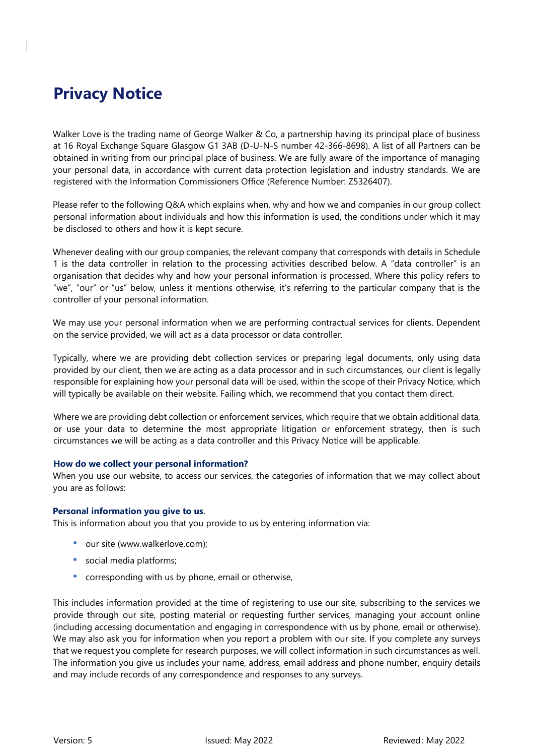# Privacy Notice

Walker Love is the trading name of George Walker & Co, a partnership having its principal place of business at 16 Royal Exchange Square Glasgow G1 3AB (D-U-N-S number 42-366-8698). A list of all Partners can be obtained in writing from our principal place of business. We are fully aware of the importance of managing your personal data, in accordance with current data protection legislation and industry standards. We are registered with the Information Commissioners Office (Reference Number: Z5326407).

Please refer to the following Q&A which explains when, why and how we and companies in our group collect personal information about individuals and how this information is used, the conditions under which it may be disclosed to others and how it is kept secure.

Whenever dealing with our group companies, the relevant company that corresponds with details in Schedule 1 is the data controller in relation to the processing activities described below. A "data controller" is an organisation that decides why and how your personal information is processed. Where this policy refers to "we", "our" or "us" below, unless it mentions otherwise, it's referring to the particular company that is the controller of your personal information.

We may use your personal information when we are performing contractual services for clients. Dependent on the service provided, we will act as a data processor or data controller.

Typically, where we are providing debt collection services or preparing legal documents, only using data provided by our client, then we are acting as a data processor and in such circumstances, our client is legally responsible for explaining how your personal data will be used, within the scope of their Privacy Notice, which will typically be available on their website. Failing which, we recommend that you contact them direct.

Where we are providing debt collection or enforcement services, which require that we obtain additional data, or use your data to determine the most appropriate litigation or enforcement strategy, then is such circumstances we will be acting as a data controller and this Privacy Notice will be applicable.

### How do we collect your personal information?

When you use our website, to access our services, the categories of information that we may collect about you are as follows:

**Personal information you give to us**.

This is information about you that you provide to us by entering information via:

- our site (www.walkerlove.com);
- social media platforms;
- corresponding with us by phone, email or otherwise,

This includes information provided at the time of registering to use our site, subscribing to the services we provide through our site, posting material or requesting further services, managing your account online (including accessing documentation and engaging in correspondence with us by phone, email or otherwise). We may also ask you for information when you report a problem with our site. If you complete any surveys that we request you complete for research purposes, we will collect information in such circumstances as well. The information you give us includes your name, address, email address and phone number, enquiry details and may include records of any correspondence and responses to any surveys.

Version: 5 Issued: May 2022 Reviewed: May 2022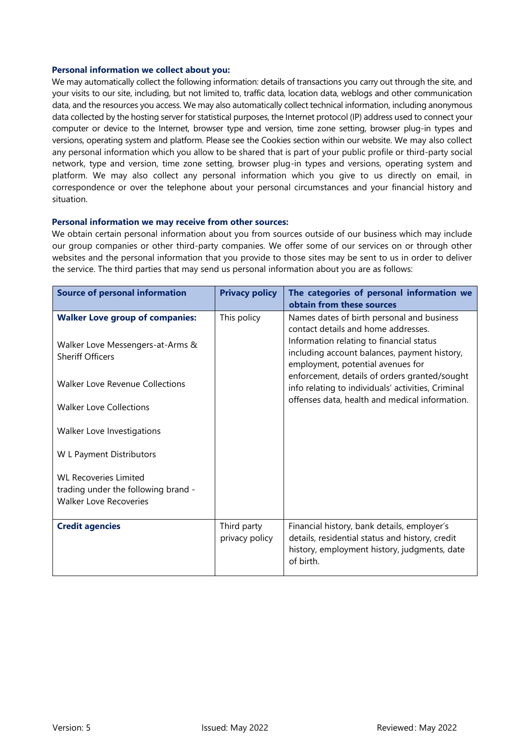**Personal information we collect about you:**

We may automatically collect the following information: details of transactions you carry out through the site, and your visits to our site, including, but not limited to, traffic data, location data, weblogs and other communication data, and the resources you access. We may also automatically collect technical information, including anonymous data collected by the hosting server for statistical purposes, the Internet protocol (IP) address used to connect your computer or device to the Internet, browser type and version, time zone setting, browser plug-in types and versions, operating system and platform. Please see the Cookies section within our website. We may also collect any personal information which you allow to be shared that is part of your public profile or third-party social network, type and version, time zone setting, browser plug-in types and versions, operating system and platform. We may also collect any personal information which you give to us directly on email, in correspondence or over the telephone about your personal circumstances and your financial history and situation.

**Personal information we may receive from other sources:**

We obtain certain personal information about you from sources outside of our business which may include our group companies or other third-party companies. We offer some of our services on or through other websites and the personal information that you provide to those sites may be sent to us in order to deliver the service. The third parties that may send us personal information about you are as follows:

| Source of personal information | Privacy policy | The categories of personal information we obtain from these sources |
|---|---|---|
| **Walker Love group of companies:**<br><br>Walker Love Messengers-at-Arms & Sheriff Officers<br><br>Walker Love Revenue Collections<br><br>Walker Love Collections<br><br>Walker Love Investigations<br><br>W L Payment Distributors<br><br>WL Recoveries Limited trading under the following brand - Walker Love Recoveries | This policy | Names dates of birth personal and business contact details and home addresses.<br>Information relating to financial status including account balances, payment history, employment, potential avenues for enforcement, details of orders granted/sought info relating to individuals' activities, Criminal offenses data, health and medical information. |
| **Credit agencies** | Third party privacy policy | Financial history, bank details, employer's details, residential status and history, credit history, employment history, judgments, date of birth. |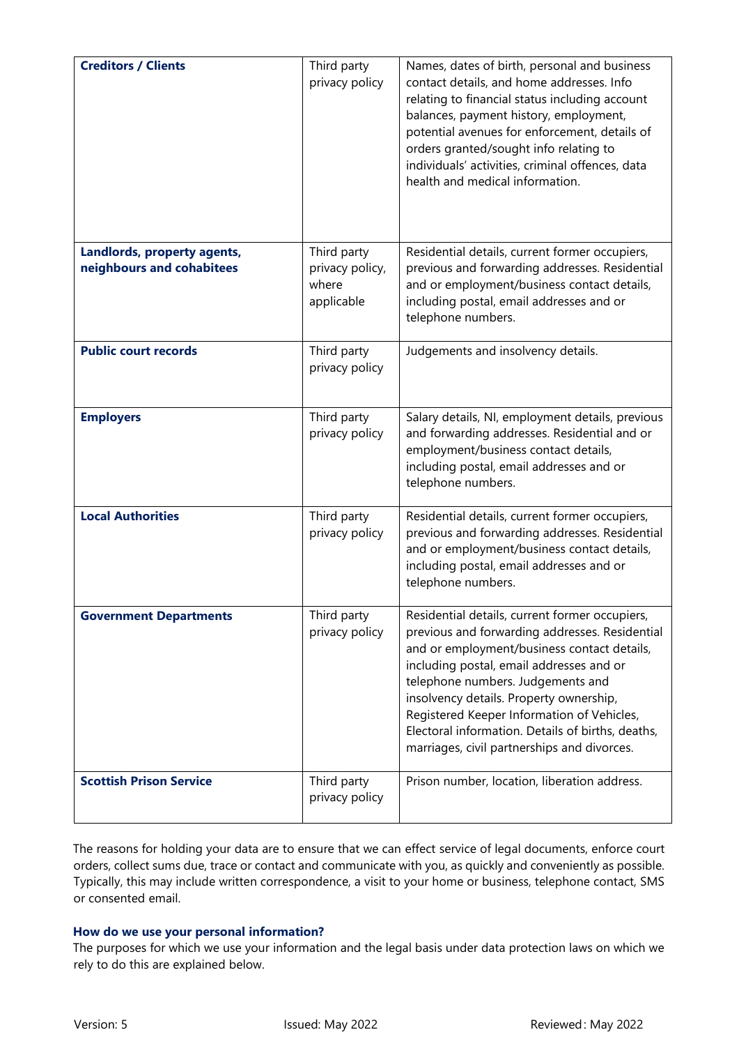| **Creditors / Clients** | Third party privacy policy | Names, dates of birth, personal and business contact details, and home addresses. Info relating to financial status including account balances, payment history, employment, potential avenues for enforcement, details of orders granted/sought info relating to individuals' activities, criminal offences, data health and medical information. |
|---|---|---|
| **Landlords, property agents, neighbours and cohabitees** | Third party privacy policy, where applicable | Residential details, current former occupiers, previous and forwarding addresses. Residential and or employment/business contact details, including postal, email addresses and or telephone numbers. |
| **Public court records** | Third party privacy policy | Judgements and insolvency details. |
| **Employers** | Third party privacy policy | Salary details, NI, employment details, previous and forwarding addresses. Residential and or employment/business contact details, including postal, email addresses and or telephone numbers. |
| **Local Authorities** | Third party privacy policy | Residential details, current former occupiers, previous and forwarding addresses. Residential and or employment/business contact details, including postal, email addresses and or telephone numbers. |
| **Government Departments** | Third party privacy policy | Residential details, current former occupiers, previous and forwarding addresses. Residential and or employment/business contact details, including postal, email addresses and or telephone numbers. Judgements and insolvency details. Property ownership, Registered Keeper Information of Vehicles, Electoral information. Details of births, deaths, marriages, civil partnerships and divorces. |
| **Scottish Prison Service** | Third party privacy policy | Prison number, location, liberation address. |

The reasons for holding your data are to ensure that we can effect service of legal documents, enforce court orders, collect sums due, trace or contact and communicate with you, as quickly and conveniently as possible. Typically, this may include written correspondence, a visit to your home or business, telephone contact, SMS or consented email.

### How do we use your personal information?

The purposes for which we use your information and the legal basis under data protection laws on which we rely to do this are explained below.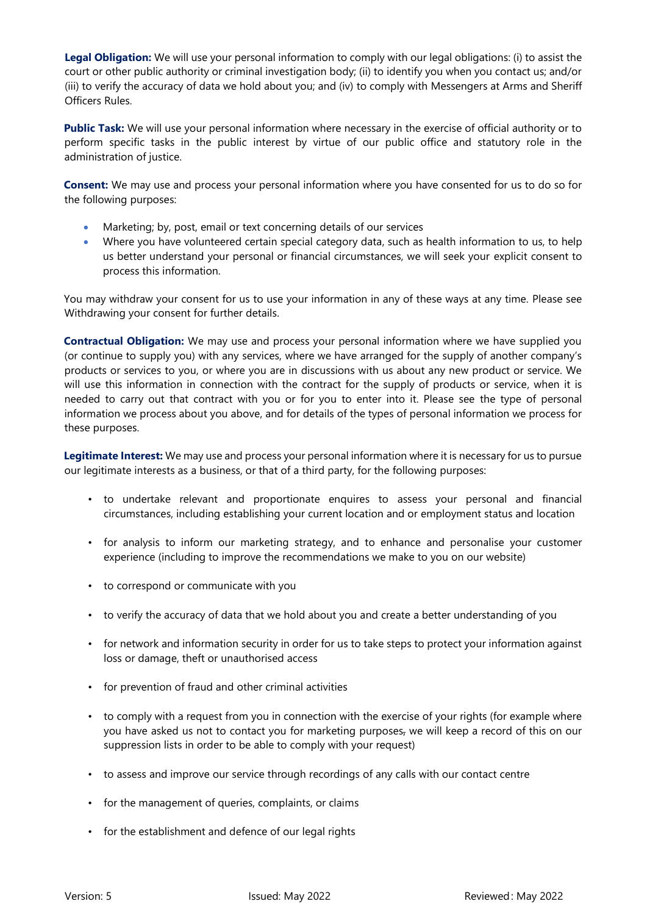**Legal Obligation:** We will use your personal information to comply with our legal obligations: (i) to assist the court or other public authority or criminal investigation body; (ii) to identify you when you contact us; and/or (iii) to verify the accuracy of data we hold about you; and (iv) to comply with Messengers at Arms and Sheriff Officers Rules.

**Public Task:** We will use your personal information where necessary in the exercise of official authority or to perform specific tasks in the public interest by virtue of our public office and statutory role in the administration of justice.

**Consent:** We may use and process your personal information where you have consented for us to do so for the following purposes:

- Marketing; by, post, email or text concerning details of our services
- Where you have volunteered certain special category data, such as health information to us, to help us better understand your personal or financial circumstances, we will seek your explicit consent to process this information.

You may withdraw your consent for us to use your information in any of these ways at any time. Please see Withdrawing your consent for further details.

**Contractual Obligation:** We may use and process your personal information where we have supplied you (or continue to supply you) with any services, where we have arranged for the supply of another company's products or services to you, or where you are in discussions with us about any new product or service. We will use this information in connection with the contract for the supply of products or service, when it is needed to carry out that contract with you or for you to enter into it. Please see the type of personal information we process about you above, and for details of the types of personal information we process for these purposes.

**Legitimate Interest:** We may use and process your personal information where it is necessary for us to pursue our legitimate interests as a business, or that of a third party, for the following purposes:

- to undertake relevant and proportionate enquires to assess your personal and financial circumstances, including establishing your current location and or employment status and location
- for analysis to inform our marketing strategy, and to enhance and personalise your customer experience (including to improve the recommendations we make to you on our website)
- to correspond or communicate with you
- to verify the accuracy of data that we hold about you and create a better understanding of you
- for network and information security in order for us to take steps to protect your information against loss or damage, theft or unauthorised access
- for prevention of fraud and other criminal activities
- to comply with a request from you in connection with the exercise of your rights (for example where you have asked us not to contact you for marketing purposes, we will keep a record of this on our suppression lists in order to be able to comply with your request)
- to assess and improve our service through recordings of any calls with our contact centre
- for the management of queries, complaints, or claims
- for the establishment and defence of our legal rights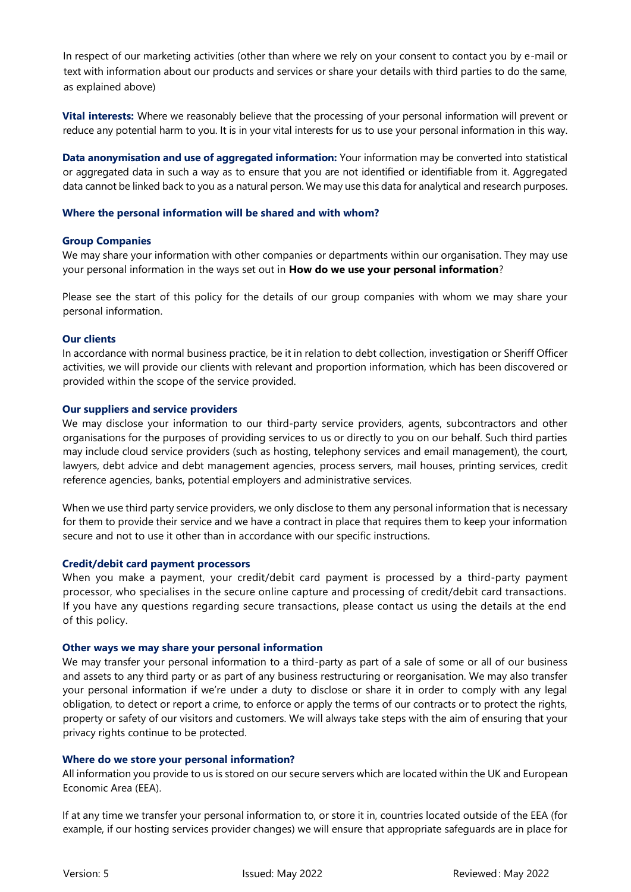In respect of our marketing activities (other than where we rely on your consent to contact you by e-mail or text with information about our products and services or share your details with third parties to do the same, as explained above)

**Vital interests:** Where we reasonably believe that the processing of your personal information will prevent or reduce any potential harm to you. It is in your vital interests for us to use your personal information in this way.

**Data anonymisation and use of aggregated information:** Your information may be converted into statistical or aggregated data in such a way as to ensure that you are not identified or identifiable from it. Aggregated data cannot be linked back to you as a natural person. We may use this data for analytical and research purposes.

## Where the personal information will be shared and with whom?

### Group Companies

We may share your information with other companies or departments within our organisation. They may use your personal information in the ways set out in **How do we use your personal information**?

Please see the start of this policy for the details of our group companies with whom we may share your personal information.

### Our clients

In accordance with normal business practice, be it in relation to debt collection, investigation or Sheriff Officer activities, we will provide our clients with relevant and proportion information, which has been discovered or provided within the scope of the service provided.

### Our suppliers and service providers

We may disclose your information to our third-party service providers, agents, subcontractors and other organisations for the purposes of providing services to us or directly to you on our behalf. Such third parties may include cloud service providers (such as hosting, telephony services and email management), the court, lawyers, debt advice and debt management agencies, process servers, mail houses, printing services, credit reference agencies, banks, potential employers and administrative services.

When we use third party service providers, we only disclose to them any personal information that is necessary for them to provide their service and we have a contract in place that requires them to keep your information secure and not to use it other than in accordance with our specific instructions.

### Credit/debit card payment processors

When you make a payment, your credit/debit card payment is processed by a third-party payment processor, who specialises in the secure online capture and processing of credit/debit card transactions. If you have any questions regarding secure transactions, please contact us using the details at the end of this policy.

### Other ways we may share your personal information

We may transfer your personal information to a third-party as part of a sale of some or all of our business and assets to any third party or as part of any business restructuring or reorganisation. We may also transfer your personal information if we're under a duty to disclose or share it in order to comply with any legal obligation, to detect or report a crime, to enforce or apply the terms of our contracts or to protect the rights, property or safety of our visitors and customers. We will always take steps with the aim of ensuring that your privacy rights continue to be protected.

### Where do we store your personal information?

All information you provide to us is stored on our secure servers which are located within the UK and European Economic Area (EEA).

If at any time we transfer your personal information to, or store it in, countries located outside of the EEA (for example, if our hosting services provider changes) we will ensure that appropriate safeguards are in place for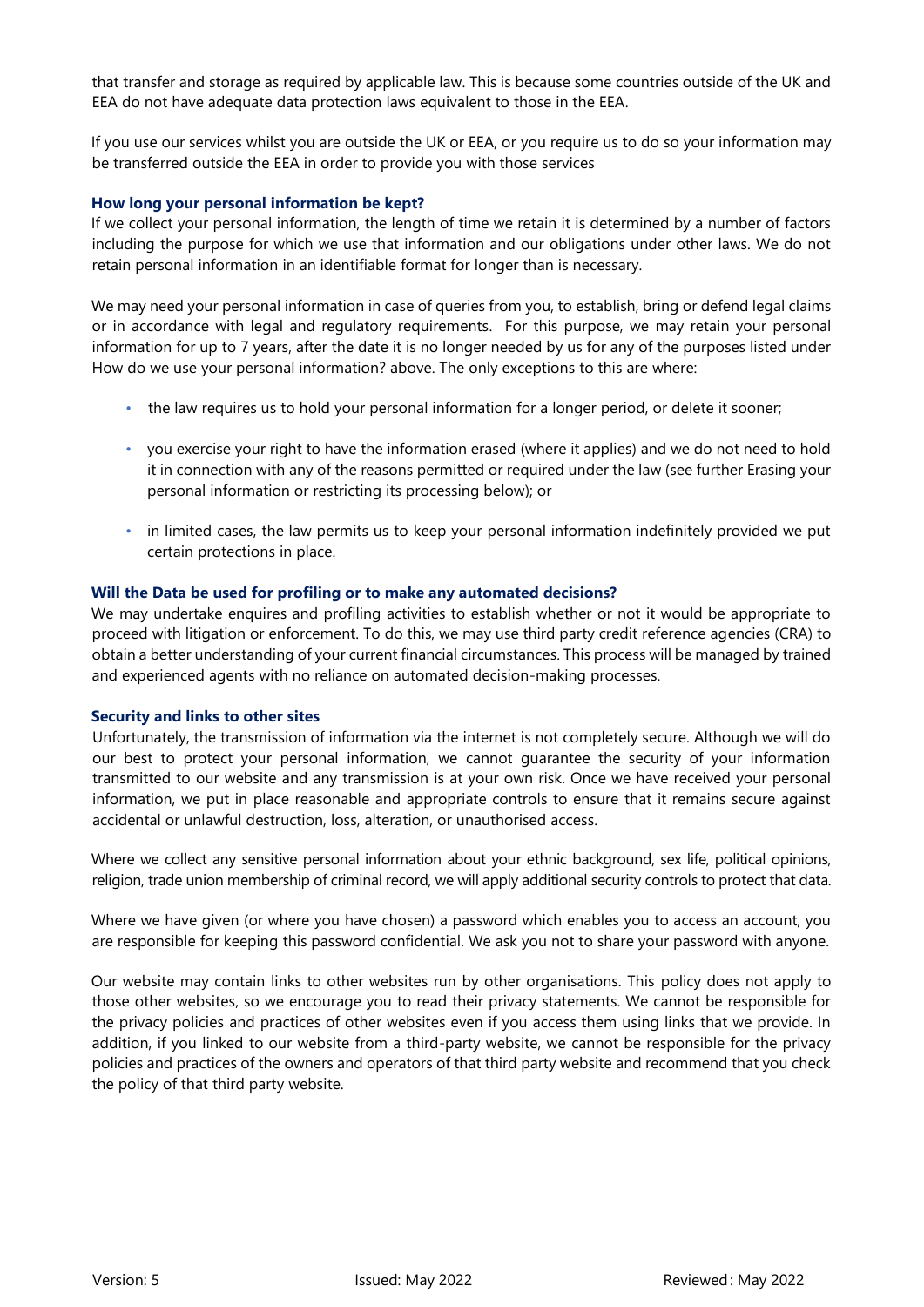that transfer and storage as required by applicable law. This is because some countries outside of the UK and EEA do not have adequate data protection laws equivalent to those in the EEA.

If you use our services whilst you are outside the UK or EEA, or you require us to do so your information may be transferred outside the EEA in order to provide you with those services

### How long your personal information be kept?

If we collect your personal information, the length of time we retain it is determined by a number of factors including the purpose for which we use that information and our obligations under other laws. We do not retain personal information in an identifiable format for longer than is necessary.

We may need your personal information in case of queries from you, to establish, bring or defend legal claims or in accordance with legal and regulatory requirements. For this purpose, we may retain your personal information for up to 7 years, after the date it is no longer needed by us for any of the purposes listed under How do we use your personal information? above. The only exceptions to this are where:

- the law requires us to hold your personal information for a longer period, or delete it sooner;
- you exercise your right to have the information erased (where it applies) and we do not need to hold it in connection with any of the reasons permitted or required under the law (see further Erasing your personal information or restricting its processing below); or
- in limited cases, the law permits us to keep your personal information indefinitely provided we put certain protections in place.

### Will the Data be used for profiling or to make any automated decisions?

We may undertake enquires and profiling activities to establish whether or not it would be appropriate to proceed with litigation or enforcement. To do this, we may use third party credit reference agencies (CRA) to obtain a better understanding of your current financial circumstances. This process will be managed by trained and experienced agents with no reliance on automated decision-making processes.

### Security and links to other sites

Unfortunately, the transmission of information via the internet is not completely secure. Although we will do our best to protect your personal information, we cannot guarantee the security of your information transmitted to our website and any transmission is at your own risk. Once we have received your personal information, we put in place reasonable and appropriate controls to ensure that it remains secure against accidental or unlawful destruction, loss, alteration, or unauthorised access.

Where we collect any sensitive personal information about your ethnic background, sex life, political opinions, religion, trade union membership of criminal record, we will apply additional security controls to protect that data.

Where we have given (or where you have chosen) a password which enables you to access an account, you are responsible for keeping this password confidential. We ask you not to share your password with anyone.

Our website may contain links to other websites run by other organisations. This policy does not apply to those other websites, so we encourage you to read their privacy statements. We cannot be responsible for the privacy policies and practices of other websites even if you access them using links that we provide. In addition, if you linked to our website from a third-party website, we cannot be responsible for the privacy policies and practices of the owners and operators of that third party website and recommend that you check the policy of that third party website.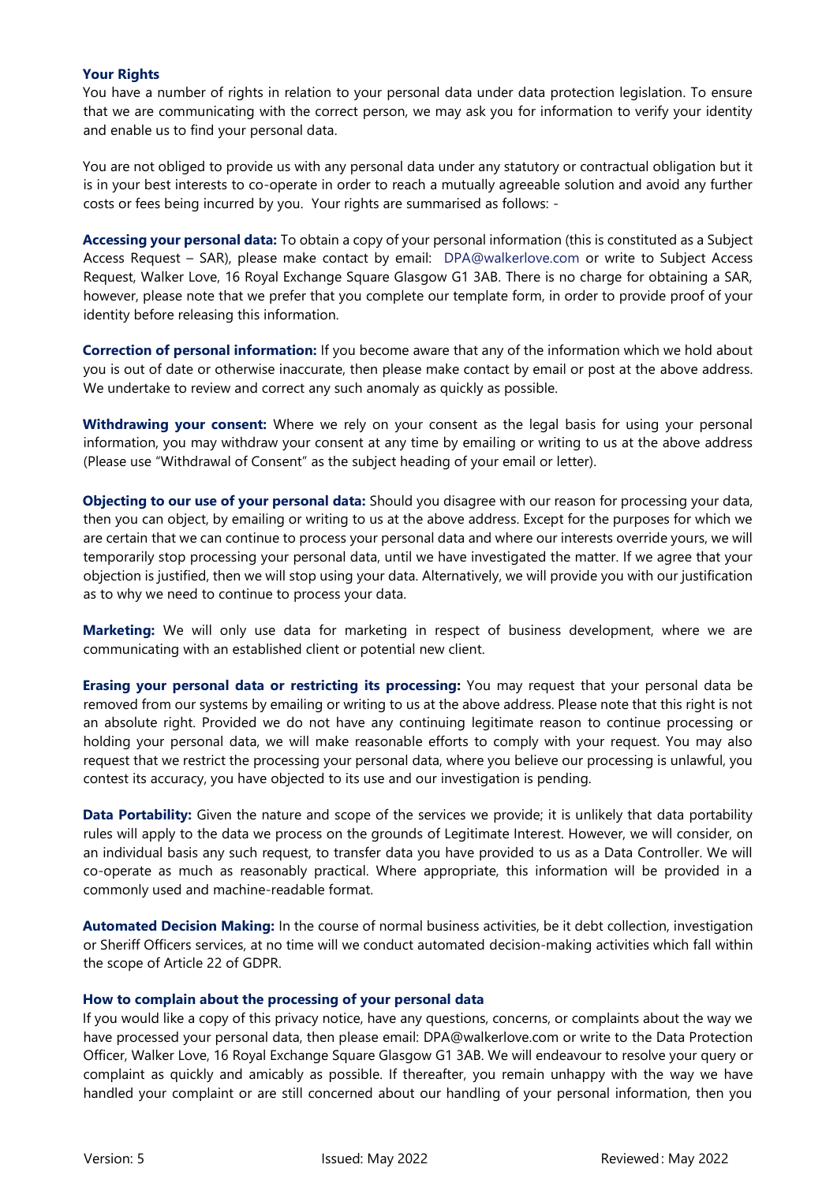### Your Rights

You have a number of rights in relation to your personal data under data protection legislation. To ensure that we are communicating with the correct person, we may ask you for information to verify your identity and enable us to find your personal data.

You are not obliged to provide us with any personal data under any statutory or contractual obligation but it is in your best interests to co-operate in order to reach a mutually agreeable solution and avoid any further costs or fees being incurred by you. Your rights are summarised as follows: -

**Accessing your personal data:** To obtain a copy of your personal information (this is constituted as a Subject Access Request – SAR), please make contact by email: DPA@walkerlove.com or write to Subject Access Request, Walker Love, 16 Royal Exchange Square Glasgow G1 3AB. There is no charge for obtaining a SAR, however, please note that we prefer that you complete our template form, in order to provide proof of your identity before releasing this information.

**Correction of personal information:** If you become aware that any of the information which we hold about you is out of date or otherwise inaccurate, then please make contact by email or post at the above address. We undertake to review and correct any such anomaly as quickly as possible.

**Withdrawing your consent:** Where we rely on your consent as the legal basis for using your personal information, you may withdraw your consent at any time by emailing or writing to us at the above address (Please use "Withdrawal of Consent" as the subject heading of your email or letter).

**Objecting to our use of your personal data:** Should you disagree with our reason for processing your data, then you can object, by emailing or writing to us at the above address. Except for the purposes for which we are certain that we can continue to process your personal data and where our interests override yours, we will temporarily stop processing your personal data, until we have investigated the matter. If we agree that your objection is justified, then we will stop using your data. Alternatively, we will provide you with our justification as to why we need to continue to process your data.

**Marketing:** We will only use data for marketing in respect of business development, where we are communicating with an established client or potential new client.

**Erasing your personal data or restricting its processing:** You may request that your personal data be removed from our systems by emailing or writing to us at the above address. Please note that this right is not an absolute right. Provided we do not have any continuing legitimate reason to continue processing or holding your personal data, we will make reasonable efforts to comply with your request. You may also request that we restrict the processing your personal data, where you believe our processing is unlawful, you contest its accuracy, you have objected to its use and our investigation is pending.

**Data Portability:** Given the nature and scope of the services we provide; it is unlikely that data portability rules will apply to the data we process on the grounds of Legitimate Interest. However, we will consider, on an individual basis any such request, to transfer data you have provided to us as a Data Controller. We will co-operate as much as reasonably practical. Where appropriate, this information will be provided in a commonly used and machine-readable format.

**Automated Decision Making:** In the course of normal business activities, be it debt collection, investigation or Sheriff Officers services, at no time will we conduct automated decision-making activities which fall within the scope of Article 22 of GDPR.

### How to complain about the processing of your personal data

If you would like a copy of this privacy notice, have any questions, concerns, or complaints about the way we have processed your personal data, then please email: DPA@walkerlove.com or write to the Data Protection Officer, Walker Love, 16 Royal Exchange Square Glasgow G1 3AB. We will endeavour to resolve your query or complaint as quickly and amicably as possible. If thereafter, you remain unhappy with the way we have handled your complaint or are still concerned about our handling of your personal information, then you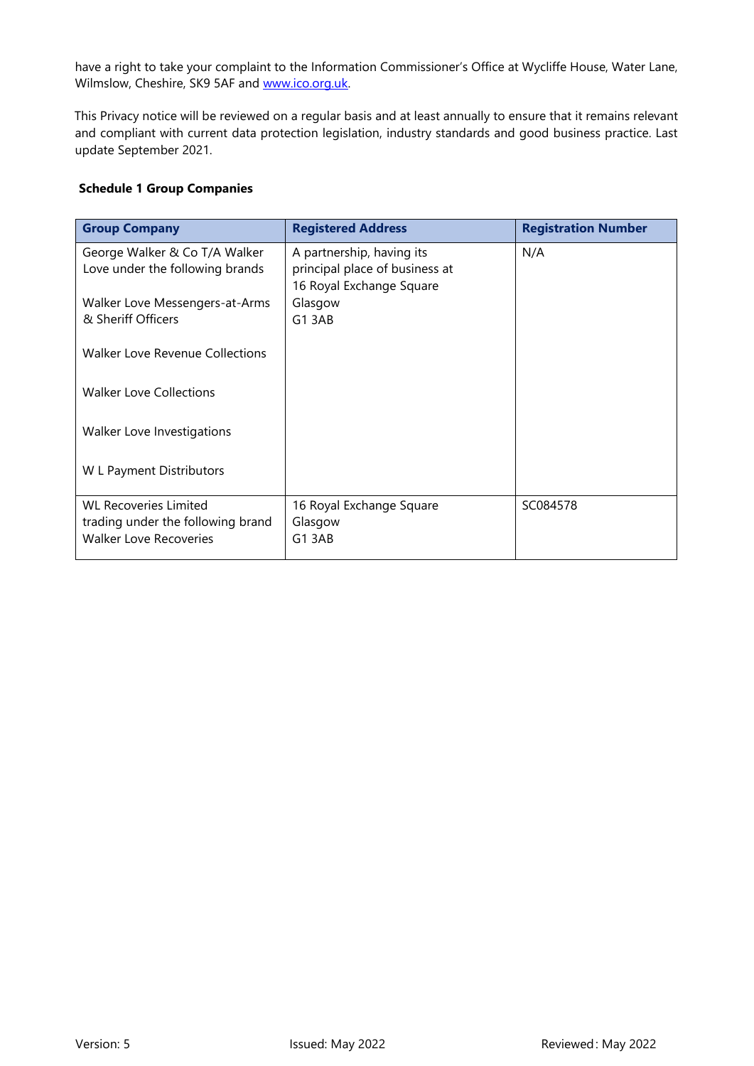have a right to take your complaint to the Information Commissioner's Office at Wycliffe House, Water Lane, Wilmslow, Cheshire, SK9 5AF and www.ico.org.uk.

This Privacy notice will be reviewed on a regular basis and at least annually to ensure that it remains relevant and compliant with current data protection legislation, industry standards and good business practice. Last update September 2021.

**Schedule 1 Group Companies**

| Group Company | Registered Address | Registration Number |
|---|---|---|
| George Walker & Co T/A Walker Love under the following brands<br><br>Walker Love Messengers-at-Arms & Sheriff Officers<br><br>Walker Love Revenue Collections<br><br>Walker Love Collections<br><br>Walker Love Investigations<br><br>W L Payment Distributors | A partnership, having its principal place of business at 16 Royal Exchange Square Glasgow G1 3AB | N/A |
| WL Recoveries Limited trading under the following brand Walker Love Recoveries | 16 Royal Exchange Square Glasgow G1 3AB | SC084578 |

Version: 5 Issued: May 2022 Reviewed: May 2022